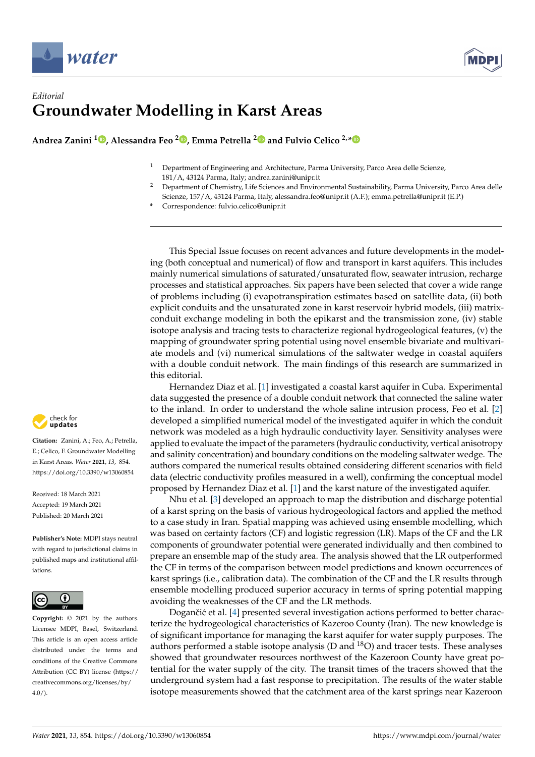*Editorial*

# Groundwater Modelling in Karst Areas

**Andrea Zanini [1], Alessandra Feo [2], Emma Petrella [2] and Fulvio Celico [2,*]**

[1] Department of Engineering and Architecture, Parma University, Parco Area delle Scienze, 181/A, 43124 Parma, Italy; andrea.zanini@unipr.it

[2] Department of Chemistry, Life Sciences and Environmental Sustainability, Parma University, Parco Area delle Scienze, 157/A, 43124 Parma, Italy; alessandra.feo@unipr.it (A.F.); emma.petrella@unipr.it (E.P.)

* Correspondence: fulvio.celico@unipr.it

**Citation:** Zanini, A.; Feo, A.; Petrella, E.; Celico, F. Groundwater Modelling in Karst Areas. *Water* **2021**, *13*, 854. https://doi.org/10.3390/w13060854

Received: 18 March 2021
Accepted: 19 March 2021
Published: 20 March 2021

**Publisher's Note:** MDPI stays neutral with regard to jurisdictional claims in published maps and institutional affiliations.

**Copyright:** © 2021 by the authors. Licensee MDPI, Basel, Switzerland. This article is an open access article distributed under the terms and conditions of the Creative Commons Attribution (CC BY) license (https://creativecommons.org/licenses/by/4.0/).

This Special Issue focuses on recent advances and future developments in the modeling (both conceptual and numerical) of flow and transport in karst aquifers. This includes mainly numerical simulations of saturated/unsaturated flow, seawater intrusion, recharge processes and statistical approaches. Six papers have been selected that cover a wide range of problems including (i) evapotranspiration estimates based on satellite data, (ii) both explicit conduits and the unsaturated zone in karst reservoir hybrid models, (iii) matrix-conduit exchange modeling in both the epikarst and the transmission zone, (iv) stable isotope analysis and tracing tests to characterize regional hydrogeological features, (v) the mapping of groundwater spring potential using novel ensemble bivariate and multivariate models and (vi) numerical simulations of the saltwater wedge in coastal aquifers with a double conduit network. The main findings of this research are summarized in this editorial.

Hernandez Diaz et al. [1] investigated a coastal karst aquifer in Cuba. Experimental data suggested the presence of a double conduit network that connected the saline water to the inland. In order to understand the whole saline intrusion process, Feo et al. [2] developed a simplified numerical model of the investigated aquifer in which the conduit network was modeled as a high hydraulic conductivity layer. Sensitivity analyses were applied to evaluate the impact of the parameters (hydraulic conductivity, vertical anisotropy and salinity concentration) and boundary conditions on the modeling saltwater wedge. The authors compared the numerical results obtained considering different scenarios with field data (electric conductivity profiles measured in a well), confirming the conceptual model proposed by Hernandez Diaz et al. [1] and the karst nature of the investigated aquifer.

Nhu et al. [3] developed an approach to map the distribution and discharge potential of a karst spring on the basis of various hydrogeological factors and applied the method to a case study in Iran. Spatial mapping was achieved using ensemble modelling, which was based on certainty factors (CF) and logistic regression (LR). Maps of the CF and the LR components of groundwater potential were generated individually and then combined to prepare an ensemble map of the study area. The analysis showed that the LR outperformed the CF in terms of the comparison between model predictions and known occurrences of karst springs (i.e., calibration data). The combination of the CF and the LR results through ensemble modelling produced superior accuracy in terms of spring potential mapping avoiding the weaknesses of the CF and the LR methods.

Dogančić et al. [4] presented several investigation actions performed to better characterize the hydrogeological characteristics of Kazeroo County (Iran). The new knowledge is of significant importance for managing the karst aquifer for water supply purposes. The authors performed a stable isotope analysis (D and $^{18}O$) and tracer tests. These analyses showed that groundwater resources northwest of the Kazeroon County have great potential for the water supply of the city. The transit times of the tracers showed that the underground system had a fast response to precipitation. The results of the water stable isotope measurements showed that the catchment area of the karst springs near Kazeroon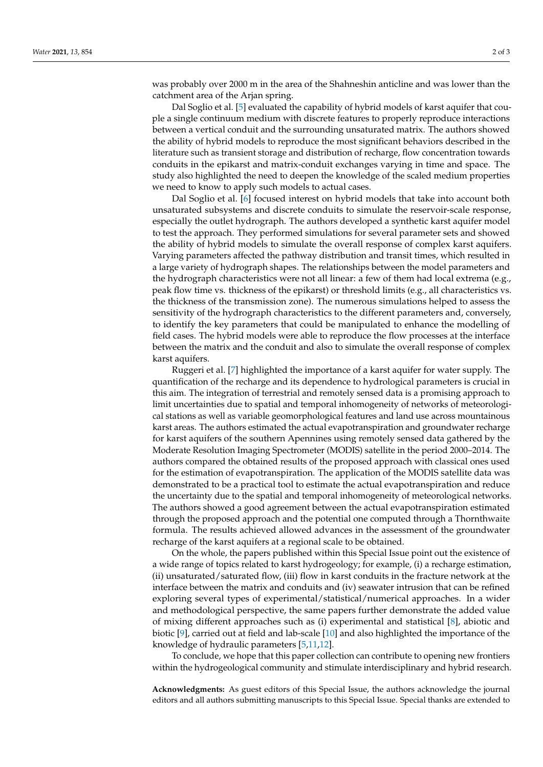was probably over 2000 m in the area of the Shahneshin anticline and was lower than the catchment area of the Arjan spring.

Dal Soglio et al. [5] evaluated the capability of hybrid models of karst aquifer that couple a single continuum medium with discrete features to properly reproduce interactions between a vertical conduit and the surrounding unsaturated matrix. The authors showed the ability of hybrid models to reproduce the most significant behaviors described in the literature such as transient storage and distribution of recharge, flow concentration towards conduits in the epikarst and matrix-conduit exchanges varying in time and space. The study also highlighted the need to deepen the knowledge of the scaled medium properties we need to know to apply such models to actual cases.

Dal Soglio et al. [6] focused interest on hybrid models that take into account both unsaturated subsystems and discrete conduits to simulate the reservoir-scale response, especially the outlet hydrograph. The authors developed a synthetic karst aquifer model to test the approach. They performed simulations for several parameter sets and showed the ability of hybrid models to simulate the overall response of complex karst aquifers. Varying parameters affected the pathway distribution and transit times, which resulted in a large variety of hydrograph shapes. The relationships between the model parameters and the hydrograph characteristics were not all linear: a few of them had local extrema (e.g., peak flow time vs. thickness of the epikarst) or threshold limits (e.g., all characteristics vs. the thickness of the transmission zone). The numerous simulations helped to assess the sensitivity of the hydrograph characteristics to the different parameters and, conversely, to identify the key parameters that could be manipulated to enhance the modelling of field cases. The hybrid models were able to reproduce the flow processes at the interface between the matrix and the conduit and also to simulate the overall response of complex karst aquifers.

Ruggeri et al. [7] highlighted the importance of a karst aquifer for water supply. The quantification of the recharge and its dependence to hydrological parameters is crucial in this aim. The integration of terrestrial and remotely sensed data is a promising approach to limit uncertainties due to spatial and temporal inhomogeneity of networks of meteorological stations as well as variable geomorphological features and land use across mountainous karst areas. The authors estimated the actual evapotranspiration and groundwater recharge for karst aquifers of the southern Apennines using remotely sensed data gathered by the Moderate Resolution Imaging Spectrometer (MODIS) satellite in the period 2000–2014. The authors compared the obtained results of the proposed approach with classical ones used for the estimation of evapotranspiration. The application of the MODIS satellite data was demonstrated to be a practical tool to estimate the actual evapotranspiration and reduce the uncertainty due to the spatial and temporal inhomogeneity of meteorological networks. The authors showed a good agreement between the actual evapotranspiration estimated through the proposed approach and the potential one computed through a Thornthwaite formula. The results achieved allowed advances in the assessment of the groundwater recharge of the karst aquifers at a regional scale to be obtained.

On the whole, the papers published within this Special Issue point out the existence of a wide range of topics related to karst hydrogeology; for example, (i) a recharge estimation, (ii) unsaturated/saturated flow, (iii) flow in karst conduits in the fracture network at the interface between the matrix and conduits and (iv) seawater intrusion that can be refined exploring several types of experimental/statistical/numerical approaches. In a wider and methodological perspective, the same papers further demonstrate the added value of mixing different approaches such as (i) experimental and statistical [8], abiotic and biotic [9], carried out at field and lab-scale [10] and also highlighted the importance of the knowledge of hydraulic parameters [5,11,12].

To conclude, we hope that this paper collection can contribute to opening new frontiers within the hydrogeological community and stimulate interdisciplinary and hybrid research.

**Acknowledgments:** As guest editors of this Special Issue, the authors acknowledge the journal editors and all authors submitting manuscripts to this Special Issue. Special thanks are extended to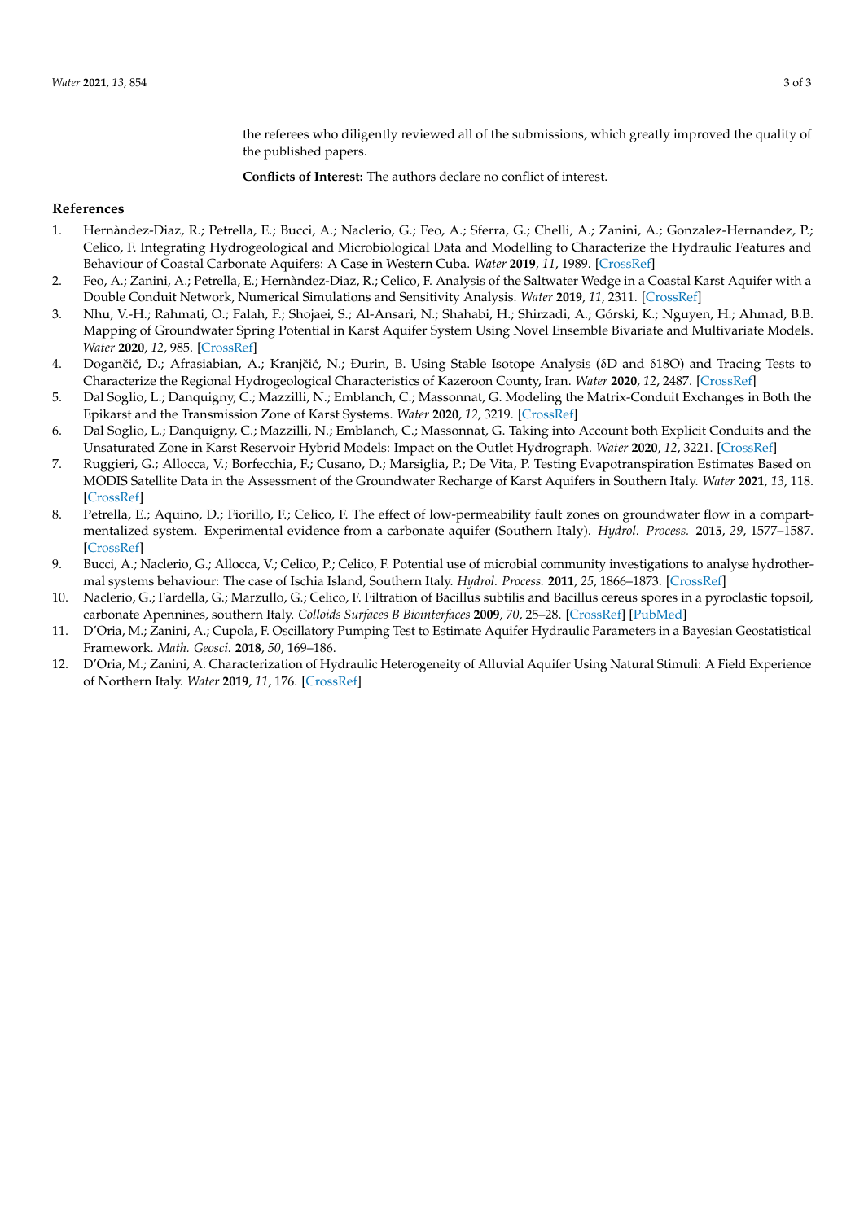the referees who diligently reviewed all of the submissions, which greatly improved the quality of the published papers.

**Conflicts of Interest:** The authors declare no conflict of interest.

## References

1. Hernàndez-Diaz, R.; Petrella, E.; Bucci, A.; Naclerio, G.; Feo, A.; Sferra, G.; Chelli, A.; Zanini, A.; Gonzalez-Hernandez, P.; Celico, F. Integrating Hydrogeological and Microbiological Data and Modelling to Characterize the Hydraulic Features and Behaviour of Coastal Carbonate Aquifers: A Case in Western Cuba. *Water* **2019**, *11*, 1989. [CrossRef]
2. Feo, A.; Zanini, A.; Petrella, E.; Hernàndez-Diaz, R.; Celico, F. Analysis of the Saltwater Wedge in a Coastal Karst Aquifer with a Double Conduit Network, Numerical Simulations and Sensitivity Analysis. *Water* **2019**, *11*, 2311. [CrossRef]
3. Nhu, V.-H.; Rahmati, O.; Falah, F.; Shojaei, S.; Al-Ansari, N.; Shahabi, H.; Shirzadi, A.; Górski, K.; Nguyen, H.; Ahmad, B.B. Mapping of Groundwater Spring Potential in Karst Aquifer System Using Novel Ensemble Bivariate and Multivariate Models. *Water* **2020**, *12*, 985. [CrossRef]
4. Dogančić, D.; Afrasiabian, A.; Kranjčić, N.; Đurin, B. Using Stable Isotope Analysis (δD and δ18O) and Tracing Tests to Characterize the Regional Hydrogeological Characteristics of Kazeroon County, Iran. *Water* **2020**, *12*, 2487. [CrossRef]
5. Dal Soglio, L.; Danquigny, C.; Mazzilli, N.; Emblanch, C.; Massonnat, G. Modeling the Matrix-Conduit Exchanges in Both the Epikarst and the Transmission Zone of Karst Systems. *Water* **2020**, *12*, 3219. [CrossRef]
6. Dal Soglio, L.; Danquigny, C.; Mazzilli, N.; Emblanch, C.; Massonnat, G. Taking into Account both Explicit Conduits and the Unsaturated Zone in Karst Reservoir Hybrid Models: Impact on the Outlet Hydrograph. *Water* **2020**, *12*, 3221. [CrossRef]
7. Ruggieri, G.; Allocca, V.; Borfecchia, F.; Cusano, D.; Marsiglia, P.; De Vita, P. Testing Evapotranspiration Estimates Based on MODIS Satellite Data in the Assessment of the Groundwater Recharge of Karst Aquifers in Southern Italy. *Water* **2021**, *13*, 118. [CrossRef]
8. Petrella, E.; Aquino, D.; Fiorillo, F.; Celico, F. The effect of low-permeability fault zones on groundwater flow in a compartmentalized system. Experimental evidence from a carbonate aquifer (Southern Italy). *Hydrol. Process.* **2015**, *29*, 1577–1587. [CrossRef]
9. Bucci, A.; Naclerio, G.; Allocca, V.; Celico, P.; Celico, F. Potential use of microbial community investigations to analyse hydrothermal systems behaviour: The case of Ischia Island, Southern Italy. *Hydrol. Process.* **2011**, *25*, 1866–1873. [CrossRef]
10. Naclerio, G.; Fardella, G.; Marzullo, G.; Celico, F. Filtration of Bacillus subtilis and Bacillus cereus spores in a pyroclastic topsoil, carbonate Apennines, southern Italy. *Colloids Surfaces B Biointerfaces* **2009**, *70*, 25–28. [CrossRef] [PubMed]
11. D'Oria, M.; Zanini, A.; Cupola, F. Oscillatory Pumping Test to Estimate Aquifer Hydraulic Parameters in a Bayesian Geostatistical Framework. *Math. Geosci.* **2018**, *50*, 169–186.
12. D'Oria, M.; Zanini, A. Characterization of Hydraulic Heterogeneity of Alluvial Aquifer Using Natural Stimuli: A Field Experience of Northern Italy. *Water* **2019**, *11*, 176. [CrossRef]